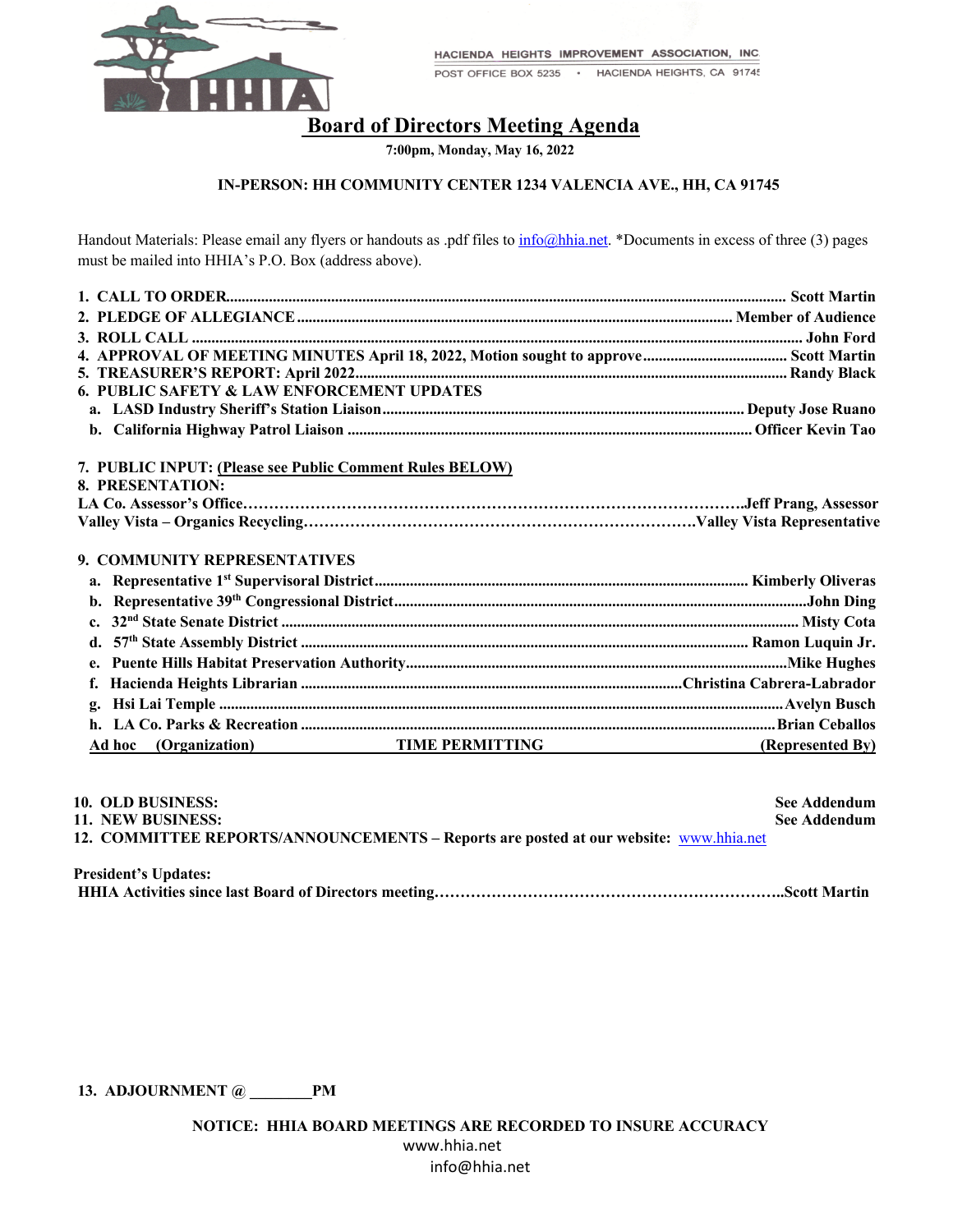HACIENDA HEIGHTS IMPROVEMENT ASSOCIATION, INC.
POST OFFICE BOX 5235 • HACIENDA HEIGHTS, CA 91745

# Board of Directors Meeting Agenda

**7:00pm, Monday, May 16, 2022**

**IN-PERSON: HH COMMUNITY CENTER 1234 VALENCIA AVE., HH, CA 91745**

Handout Materials: Please email any flyers or handouts as .pdf files to info@hhia.net. *Documents in excess of three (3) pages must be mailed into HHIA's P.O. Box (address above).

1. **CALL TO ORDER.................. Scott Martin**
2. **PLEDGE OF ALLEGIANCE.................. Member of Audience**
3. **ROLL CALL.................. John Ford**
4. **APPROVAL OF MEETING MINUTES April 18, 2022, Motion sought to approve.................. Scott Martin**
5. **TREASURER'S REPORT: April 2022.................. Randy Black**
6. **PUBLIC SAFETY & LAW ENFORCEMENT UPDATES**
   - a. **LASD Industry Sheriff's Station Liaison.................. Deputy Jose Ruano**
   - b. **California Highway Patrol Liaison.................. Officer Kevin Tao**

7. **PUBLIC INPUT: <u>(Please see Public Comment Rules BELOW)</u>**
8. **PRESENTATION:**

**LA Co. Assessor's Office.................. Jeff Prang, Assessor**
**Valley Vista – Organics Recycling.................. Valley Vista Representative**

9. **COMMUNITY REPRESENTATIVES**
   - a. **Representative 1st Supervisoral District.................. Kimberly Oliveras**
   - b. **Representative 39th Congressional District.................. John Ding**
   - c. **32nd State Senate District.................. Misty Cota**
   - d. **57th State Assembly District.................. Ramon Luquin Jr.**
   - e. **Puente Hills Habitat Preservation Authority.................. Mike Hughes**
   - f. **Hacienda Heights Librarian.................. Christina Cabrera-Labrador**
   - g. **Hsi Lai Temple.................. Avelyn Busch**
   - h. **LA Co. Parks & Recreation.................. Brian Ceballos**

   **<u>Ad hoc (Organization) TIME PERMITTING (Represented By)</u>**

10. **OLD BUSINESS: See Addendum**
11. **NEW BUSINESS: See Addendum**
12. **COMMITTEE REPORTS/ANNOUNCEMENTS – Reports are posted at our website:** www.hhia.net

**President's Updates:**
**HHIA Activities since last Board of Directors meeting.................. Scott Martin**

13. **ADJOURNMENT @ ________PM**

**NOTICE: HHIA BOARD MEETINGS ARE RECORDED TO INSURE ACCURACY**
www.hhia.net
info@hhia.net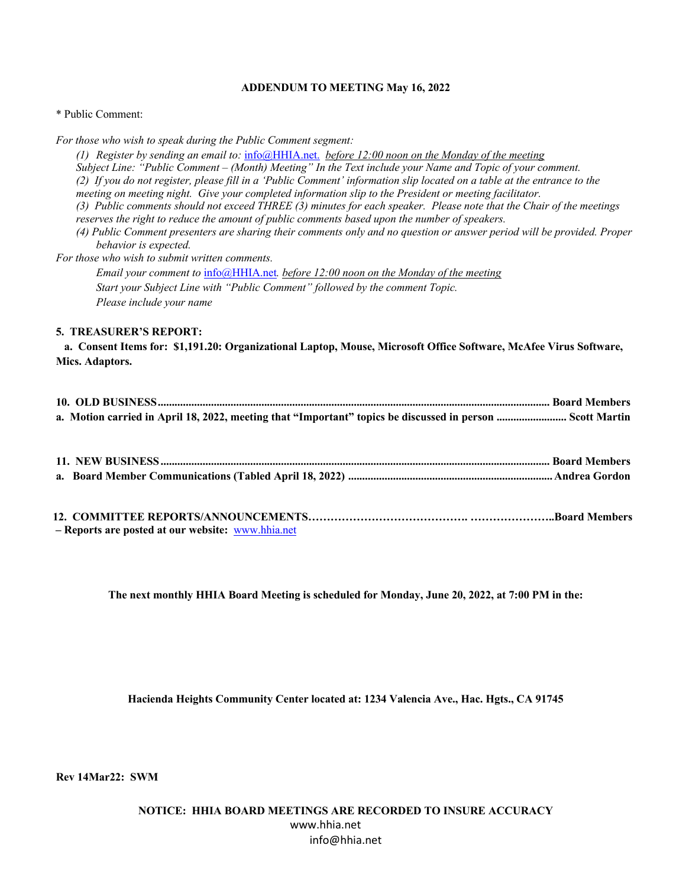**ADDENDUM TO MEETING May 16, 2022**

\* Public Comment:

*For those who wish to speak during the Public Comment segment:*

*(1) Register by sending an email to:* info@HHIA.net. *before 12:00 noon on the Monday of the meeting*
*Subject Line: "Public Comment – (Month) Meeting" In the Text include your Name and Topic of your comment.*
*(2) If you do not register, please fill in a 'Public Comment' information slip located on a table at the entrance to the meeting on meeting night. Give your completed information slip to the President or meeting facilitator.*
*(3) Public comments should not exceed THREE (3) minutes for each speaker. Please note that the Chair of the meetings reserves the right to reduce the amount of public comments based upon the number of speakers.*
*(4) Public Comment presenters are sharing their comments only and no question or answer period will be provided. Proper behavior is expected.*

*For those who wish to submit written comments.*

*Email your comment to* info@HHIA.net*. before 12:00 noon on the Monday of the meeting*
*Start your Subject Line with "Public Comment" followed by the comment Topic.*
*Please include your name*

**5. TREASURER'S REPORT:**

**a. Consent Items for: $1,191.20: Organizational Laptop, Mouse, Microsoft Office Software, McAfee Virus Software, Mics. Adaptors.**

**10. OLD BUSINESS.......... Board Members**
**a. Motion carried in April 18, 2022, meeting that "Important" topics be discussed in person .......... Scott Martin**

**11. NEW BUSINESS.......... Board Members**
**a. Board Member Communications (Tabled April 18, 2022) .......... Andrea Gordon**

**12. COMMITTEE REPORTS/ANNOUNCEMENTS…………………………………. …………………..Board Members**
**– Reports are posted at our website:** www.hhia.net

**The next monthly HHIA Board Meeting is scheduled for Monday, June 20, 2022, at 7:00 PM in the:**

**Hacienda Heights Community Center located at: 1234 Valencia Ave., Hac. Hgts., CA 91745**

**Rev 14Mar22: SWM**

**NOTICE: HHIA BOARD MEETINGS ARE RECORDED TO INSURE ACCURACY**
www.hhia.net
info@hhia.net